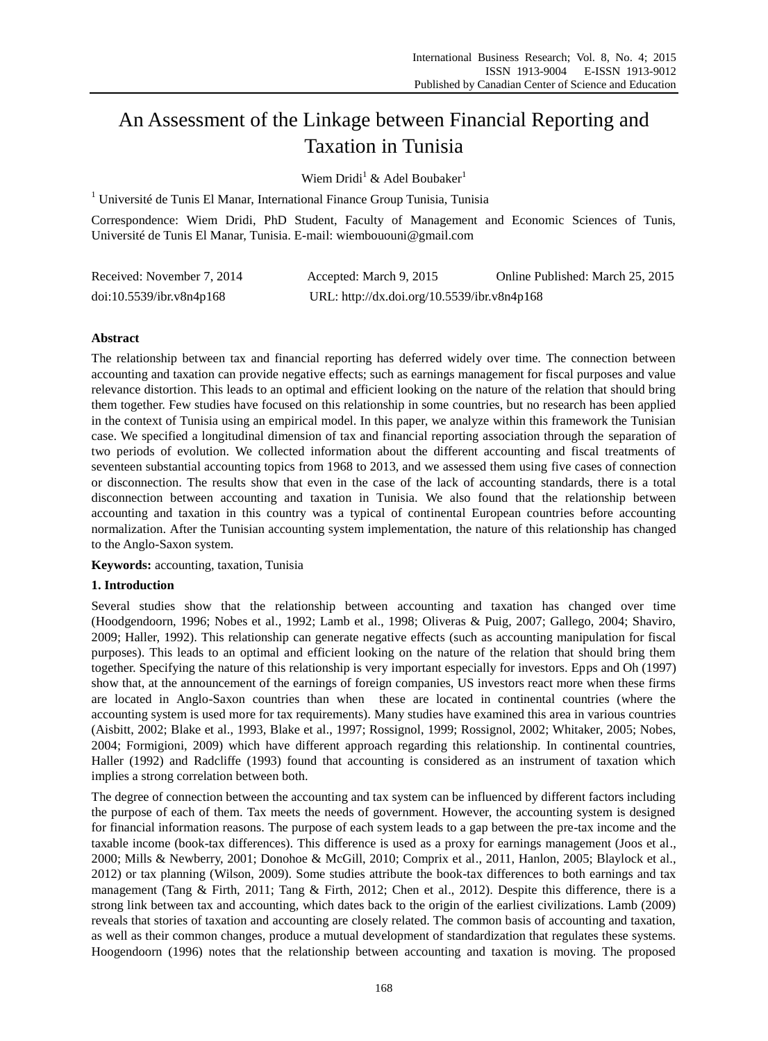# An Assessment of the Linkage between Financial Reporting and Taxation in Tunisia

Wiem Dridi[1] & Adel Boubaker[1]

[1] Université de Tunis El Manar, International Finance Group Tunisia, Tunisia

Correspondence: Wiem Dridi, PhD Student, Faculty of Management and Economic Sciences of Tunis, Université de Tunis El Manar, Tunisia. E-mail: wiembououni@gmail.com

| Received: November 7, 2014 | Accepted: March 9, 2015 | Online Published: March 25, 2015 |
|---|---|---|
| doi:10.5539/ibr.v8n4p168 | URL: http://dx.doi.org/10.5539/ibr.v8n4p168 | |

## Abstract

The relationship between tax and financial reporting has deferred widely over time. The connection between accounting and taxation can provide negative effects; such as earnings management for fiscal purposes and value relevance distortion. This leads to an optimal and efficient looking on the nature of the relation that should bring them together. Few studies have focused on this relationship in some countries, but no research has been applied in the context of Tunisia using an empirical model. In this paper, we analyze within this framework the Tunisian case. We specified a longitudinal dimension of tax and financial reporting association through the separation of two periods of evolution. We collected information about the different accounting and fiscal treatments of seventeen substantial accounting topics from 1968 to 2013, and we assessed them using five cases of connection or disconnection. The results show that even in the case of the lack of accounting standards, there is a total disconnection between accounting and taxation in Tunisia. We also found that the relationship between accounting and taxation in this country was a typical of continental European countries before accounting normalization. After the Tunisian accounting system implementation, the nature of this relationship has changed to the Anglo-Saxon system.

**Keywords:** accounting, taxation, Tunisia

## 1. Introduction

Several studies show that the relationship between accounting and taxation has changed over time (Hoodgendoorn, 1996; Nobes et al., 1992; Lamb et al., 1998; Oliveras & Puig, 2007; Gallego, 2004; Shaviro, 2009; Haller, 1992). This relationship can generate negative effects (such as accounting manipulation for fiscal purposes). This leads to an optimal and efficient looking on the nature of the relation that should bring them together. Specifying the nature of this relationship is very important especially for investors. Epps and Oh (1997) show that, at the announcement of the earnings of foreign companies, US investors react more when these firms are located in Anglo-Saxon countries than when these are located in continental countries (where the accounting system is used more for tax requirements). Many studies have examined this area in various countries (Aisbitt, 2002; Blake et al., 1993, Blake et al., 1997; Rossignol, 1999; Rossignol, 2002; Whitaker, 2005; Nobes, 2004; Formigioni, 2009) which have different approach regarding this relationship. In continental countries, Haller (1992) and Radcliffe (1993) found that accounting is considered as an instrument of taxation which implies a strong correlation between both.

The degree of connection between the accounting and tax system can be influenced by different factors including the purpose of each of them. Tax meets the needs of government. However, the accounting system is designed for financial information reasons. The purpose of each system leads to a gap between the pre-tax income and the taxable income (book-tax differences). This difference is used as a proxy for earnings management (Joos et al., 2000; Mills & Newberry, 2001; Donohoe & McGill, 2010; Comprix et al., 2011, Hanlon, 2005; Blaylock et al., 2012) or tax planning (Wilson, 2009). Some studies attribute the book-tax differences to both earnings and tax management (Tang & Firth, 2011; Tang & Firth, 2012; Chen et al., 2012). Despite this difference, there is a strong link between tax and accounting, which dates back to the origin of the earliest civilizations. Lamb (2009) reveals that stories of taxation and accounting are closely related. The common basis of accounting and taxation, as well as their common changes, produce a mutual development of standardization that regulates these systems. Hoogendoorn (1996) notes that the relationship between accounting and taxation is moving. The proposed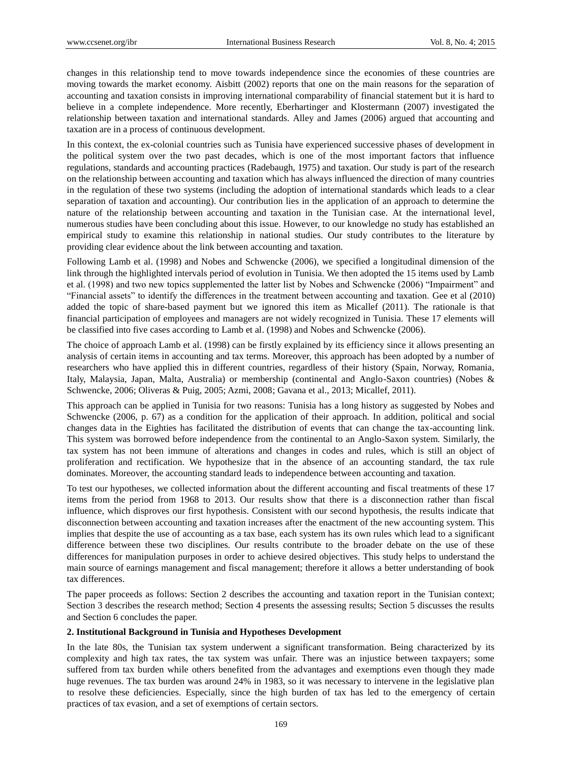changes in this relationship tend to move towards independence since the economies of these countries are moving towards the market economy. Aisbitt (2002) reports that one on the main reasons for the separation of accounting and taxation consists in improving international comparability of financial statement but it is hard to believe in a complete independence. More recently, Eberhartinger and Klostermann (2007) investigated the relationship between taxation and international standards. Alley and James (2006) argued that accounting and taxation are in a process of continuous development.

In this context, the ex-colonial countries such as Tunisia have experienced successive phases of development in the political system over the two past decades, which is one of the most important factors that influence regulations, standards and accounting practices (Radebaugh, 1975) and taxation. Our study is part of the research on the relationship between accounting and taxation which has always influenced the direction of many countries in the regulation of these two systems (including the adoption of international standards which leads to a clear separation of taxation and accounting). Our contribution lies in the application of an approach to determine the nature of the relationship between accounting and taxation in the Tunisian case. At the international level, numerous studies have been concluding about this issue. However, to our knowledge no study has established an empirical study to examine this relationship in national studies. Our study contributes to the literature by providing clear evidence about the link between accounting and taxation.

Following Lamb et al. (1998) and Nobes and Schwencke (2006), we specified a longitudinal dimension of the link through the highlighted intervals period of evolution in Tunisia. We then adopted the 15 items used by Lamb et al. (1998) and two new topics supplemented the latter list by Nobes and Schwencke (2006) "Impairment" and "Financial assets" to identify the differences in the treatment between accounting and taxation. Gee et al (2010) added the topic of share-based payment but we ignored this item as Micallef (2011). The rationale is that financial participation of employees and managers are not widely recognized in Tunisia. These 17 elements will be classified into five cases according to Lamb et al. (1998) and Nobes and Schwencke (2006).

The choice of approach Lamb et al. (1998) can be firstly explained by its efficiency since it allows presenting an analysis of certain items in accounting and tax terms. Moreover, this approach has been adopted by a number of researchers who have applied this in different countries, regardless of their history (Spain, Norway, Romania, Italy, Malaysia, Japan, Malta, Australia) or membership (continental and Anglo-Saxon countries) (Nobes & Schwencke, 2006; Oliveras & Puig, 2005; Azmi, 2008; Gavana et al., 2013; Micallef, 2011).

This approach can be applied in Tunisia for two reasons: Tunisia has a long history as suggested by Nobes and Schwencke (2006, p. 67) as a condition for the application of their approach. In addition, political and social changes data in the Eighties has facilitated the distribution of events that can change the tax-accounting link. This system was borrowed before independence from the continental to an Anglo-Saxon system. Similarly, the tax system has not been immune of alterations and changes in codes and rules, which is still an object of proliferation and rectification. We hypothesize that in the absence of an accounting standard, the tax rule dominates. Moreover, the accounting standard leads to independence between accounting and taxation.

To test our hypotheses, we collected information about the different accounting and fiscal treatments of these 17 items from the period from 1968 to 2013. Our results show that there is a disconnection rather than fiscal influence, which disproves our first hypothesis. Consistent with our second hypothesis, the results indicate that disconnection between accounting and taxation increases after the enactment of the new accounting system. This implies that despite the use of accounting as a tax base, each system has its own rules which lead to a significant difference between these two disciplines. Our results contribute to the broader debate on the use of these differences for manipulation purposes in order to achieve desired objectives. This study helps to understand the main source of earnings management and fiscal management; therefore it allows a better understanding of book tax differences.

The paper proceeds as follows: Section 2 describes the accounting and taxation report in the Tunisian context; Section 3 describes the research method; Section 4 presents the assessing results; Section 5 discusses the results and Section 6 concludes the paper.

## 2. Institutional Background in Tunisia and Hypotheses Development

In the late 80s, the Tunisian tax system underwent a significant transformation. Being characterized by its complexity and high tax rates, the tax system was unfair. There was an injustice between taxpayers; some suffered from tax burden while others benefited from the advantages and exemptions even though they made huge revenues. The tax burden was around 24% in 1983, so it was necessary to intervene in the legislative plan to resolve these deficiencies. Especially, since the high burden of tax has led to the emergency of certain practices of tax evasion, and a set of exemptions of certain sectors.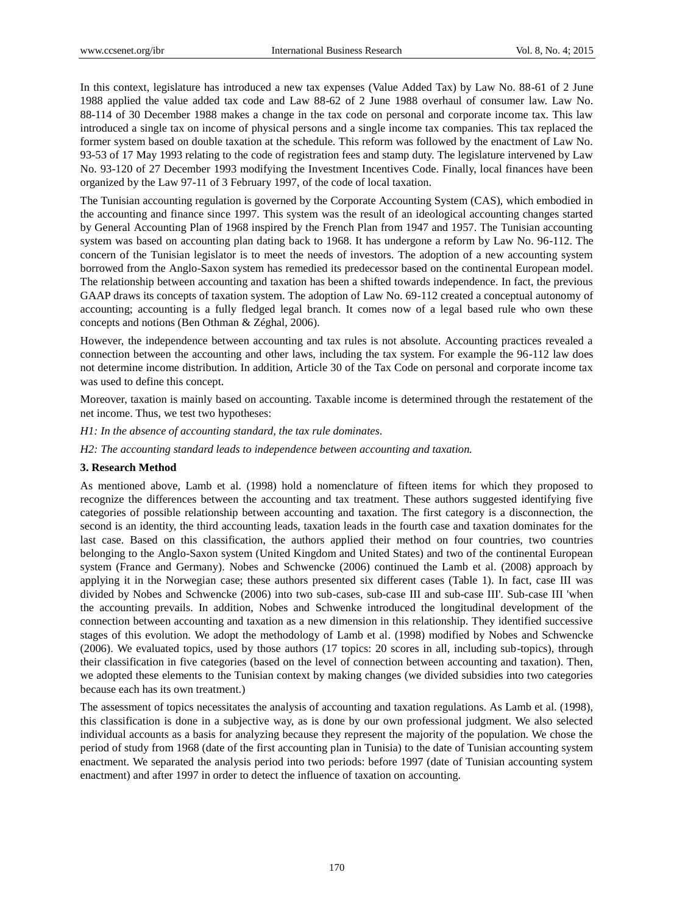In this context, legislature has introduced a new tax expenses (Value Added Tax) by Law No. 88-61 of 2 June 1988 applied the value added tax code and Law 88-62 of 2 June 1988 overhaul of consumer law. Law No. 88-114 of 30 December 1988 makes a change in the tax code on personal and corporate income tax. This law introduced a single tax on income of physical persons and a single income tax companies. This tax replaced the former system based on double taxation at the schedule. This reform was followed by the enactment of Law No. 93-53 of 17 May 1993 relating to the code of registration fees and stamp duty. The legislature intervened by Law No. 93-120 of 27 December 1993 modifying the Investment Incentives Code. Finally, local finances have been organized by the Law 97-11 of 3 February 1997, of the code of local taxation.

The Tunisian accounting regulation is governed by the Corporate Accounting System (CAS), which embodied in the accounting and finance since 1997. This system was the result of an ideological accounting changes started by General Accounting Plan of 1968 inspired by the French Plan from 1947 and 1957. The Tunisian accounting system was based on accounting plan dating back to 1968. It has undergone a reform by Law No. 96-112. The concern of the Tunisian legislator is to meet the needs of investors. The adoption of a new accounting system borrowed from the Anglo-Saxon system has remedied its predecessor based on the continental European model. The relationship between accounting and taxation has been a shifted towards independence. In fact, the previous GAAP draws its concepts of taxation system. The adoption of Law No. 69-112 created a conceptual autonomy of accounting; accounting is a fully fledged legal branch. It comes now of a legal based rule who own these concepts and notions (Ben Othman & Zéghal, 2006).

However, the independence between accounting and tax rules is not absolute. Accounting practices revealed a connection between the accounting and other laws, including the tax system. For example the 96-112 law does not determine income distribution. In addition, Article 30 of the Tax Code on personal and corporate income tax was used to define this concept.

Moreover, taxation is mainly based on accounting. Taxable income is determined through the restatement of the net income. Thus, we test two hypotheses:

*H1: In the absence of accounting standard, the tax rule dominates.*

*H2: The accounting standard leads to independence between accounting and taxation.*

### 3. Research Method

As mentioned above, Lamb et al. (1998) hold a nomenclature of fifteen items for which they proposed to recognize the differences between the accounting and tax treatment. These authors suggested identifying five categories of possible relationship between accounting and taxation. The first category is a disconnection, the second is an identity, the third accounting leads, taxation leads in the fourth case and taxation dominates for the last case. Based on this classification, the authors applied their method on four countries, two countries belonging to the Anglo-Saxon system (United Kingdom and United States) and two of the continental European system (France and Germany). Nobes and Schwencke (2006) continued the Lamb et al. (2008) approach by applying it in the Norwegian case; these authors presented six different cases (Table 1). In fact, case III was divided by Nobes and Schwencke (2006) into two sub-cases, sub-case III and sub-case III'. Sub-case III 'when the accounting prevails. In addition, Nobes and Schwenke introduced the longitudinal development of the connection between accounting and taxation as a new dimension in this relationship. They identified successive stages of this evolution. We adopt the methodology of Lamb et al. (1998) modified by Nobes and Schwencke (2006). We evaluated topics, used by those authors (17 topics: 20 scores in all, including sub-topics), through their classification in five categories (based on the level of connection between accounting and taxation). Then, we adopted these elements to the Tunisian context by making changes (we divided subsidies into two categories because each has its own treatment.)

The assessment of topics necessitates the analysis of accounting and taxation regulations. As Lamb et al. (1998), this classification is done in a subjective way, as is done by our own professional judgment. We also selected individual accounts as a basis for analyzing because they represent the majority of the population. We chose the period of study from 1968 (date of the first accounting plan in Tunisia) to the date of Tunisian accounting system enactment. We separated the analysis period into two periods: before 1997 (date of Tunisian accounting system enactment) and after 1997 in order to detect the influence of taxation on accounting.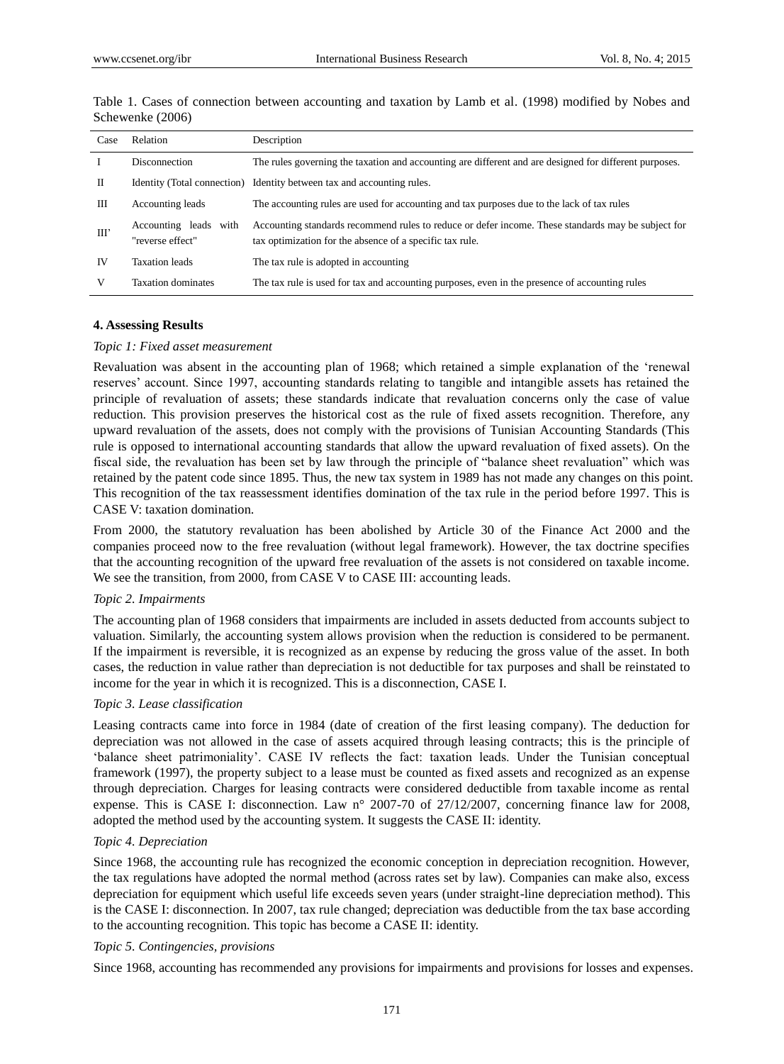Table 1. Cases of connection between accounting and taxation by Lamb et al. (1998) modified by Nobes and Schewenke (2006)

| Case | Relation | Description |
|---|---|---|
| I | Disconnection | The rules governing the taxation and accounting are different and are designed for different purposes. |
| II | Identity (Total connection) | Identity between tax and accounting rules. |
| III | Accounting leads | The accounting rules are used for accounting and tax purposes due to the lack of tax rules |
| III' | Accounting leads with "reverse effect" | Accounting standards recommend rules to reduce or defer income. These standards may be subject for tax optimization for the absence of a specific tax rule. |
| IV | Taxation leads | The tax rule is adopted in accounting |
| V | Taxation dominates | The tax rule is used for tax and accounting purposes, even in the presence of accounting rules |

## 4. Assessing Results

*Topic 1: Fixed asset measurement*

Revaluation was absent in the accounting plan of 1968; which retained a simple explanation of the 'renewal reserves' account. Since 1997, accounting standards relating to tangible and intangible assets has retained the principle of revaluation of assets; these standards indicate that revaluation concerns only the case of value reduction. This provision preserves the historical cost as the rule of fixed assets recognition. Therefore, any upward revaluation of the assets, does not comply with the provisions of Tunisian Accounting Standards (This rule is opposed to international accounting standards that allow the upward revaluation of fixed assets). On the fiscal side, the revaluation has been set by law through the principle of "balance sheet revaluation" which was retained by the patent code since 1895. Thus, the new tax system in 1989 has not made any changes on this point. This recognition of the tax reassessment identifies domination of the tax rule in the period before 1997. This is CASE V: taxation domination.

From 2000, the statutory revaluation has been abolished by Article 30 of the Finance Act 2000 and the companies proceed now to the free revaluation (without legal framework). However, the tax doctrine specifies that the accounting recognition of the upward free revaluation of the assets is not considered on taxable income. We see the transition, from 2000, from CASE V to CASE III: accounting leads.

*Topic 2. Impairments*

The accounting plan of 1968 considers that impairments are included in assets deducted from accounts subject to valuation. Similarly, the accounting system allows provision when the reduction is considered to be permanent. If the impairment is reversible, it is recognized as an expense by reducing the gross value of the asset. In both cases, the reduction in value rather than depreciation is not deductible for tax purposes and shall be reinstated to income for the year in which it is recognized. This is a disconnection, CASE I.

*Topic 3. Lease classification*

Leasing contracts came into force in 1984 (date of creation of the first leasing company). The deduction for depreciation was not allowed in the case of assets acquired through leasing contracts; this is the principle of 'balance sheet patrimoniality'. CASE IV reflects the fact: taxation leads. Under the Tunisian conceptual framework (1997), the property subject to a lease must be counted as fixed assets and recognized as an expense through depreciation. Charges for leasing contracts were considered deductible from taxable income as rental expense. This is CASE I: disconnection. Law n° 2007-70 of 27/12/2007, concerning finance law for 2008, adopted the method used by the accounting system. It suggests the CASE II: identity.

*Topic 4. Depreciation*

Since 1968, the accounting rule has recognized the economic conception in depreciation recognition. However, the tax regulations have adopted the normal method (across rates set by law). Companies can make also, excess depreciation for equipment which useful life exceeds seven years (under straight-line depreciation method). This is the CASE I: disconnection. In 2007, tax rule changed; depreciation was deductible from the tax base according to the accounting recognition. This topic has become a CASE II: identity.

*Topic 5. Contingencies, provisions*

Since 1968, accounting has recommended any provisions for impairments and provisions for losses and expenses.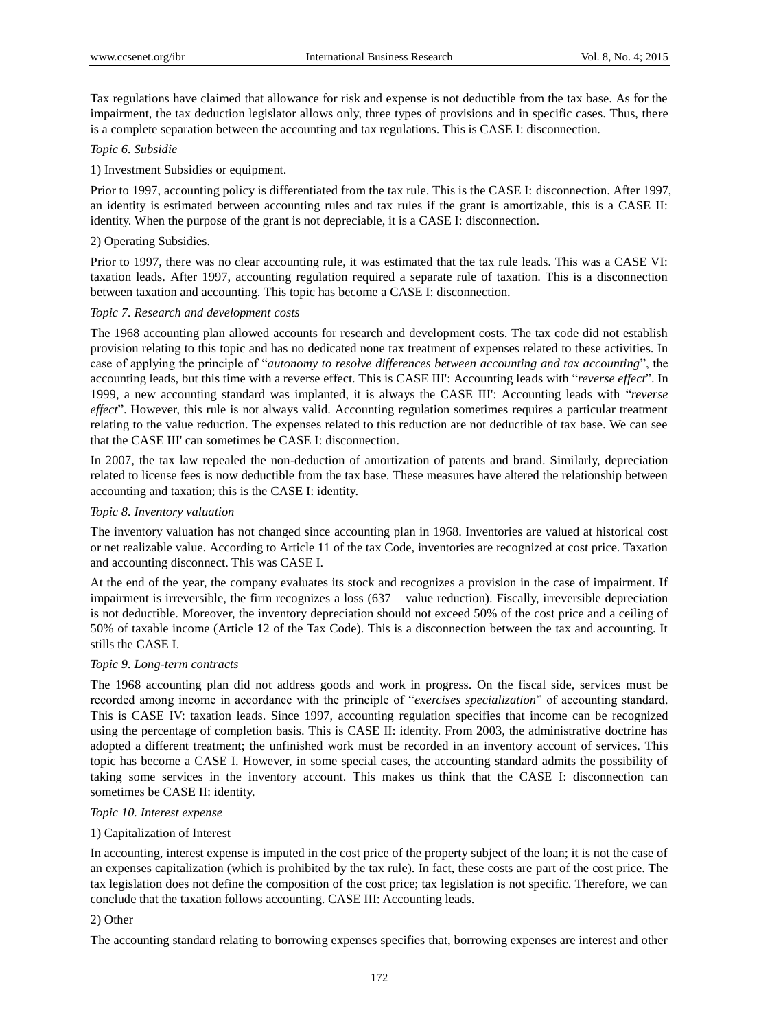Tax regulations have claimed that allowance for risk and expense is not deductible from the tax base. As for the impairment, the tax deduction legislator allows only, three types of provisions and in specific cases. Thus, there is a complete separation between the accounting and tax regulations. This is CASE I: disconnection.

*Topic 6. Subsidie*

1) Investment Subsidies or equipment.

Prior to 1997, accounting policy is differentiated from the tax rule. This is the CASE I: disconnection. After 1997, an identity is estimated between accounting rules and tax rules if the grant is amortizable, this is a CASE II: identity. When the purpose of the grant is not depreciable, it is a CASE I: disconnection.

2) Operating Subsidies.

Prior to 1997, there was no clear accounting rule, it was estimated that the tax rule leads. This was a CASE VI: taxation leads. After 1997, accounting regulation required a separate rule of taxation. This is a disconnection between taxation and accounting. This topic has become a CASE I: disconnection.

*Topic 7. Research and development costs*

The 1968 accounting plan allowed accounts for research and development costs. The tax code did not establish provision relating to this topic and has no dedicated none tax treatment of expenses related to these activities. In case of applying the principle of "*autonomy to resolve differences between accounting and tax accounting*", the accounting leads, but this time with a reverse effect. This is CASE III': Accounting leads with "*reverse effect*". In 1999, a new accounting standard was implanted, it is always the CASE III': Accounting leads with "*reverse effect*". However, this rule is not always valid. Accounting regulation sometimes requires a particular treatment relating to the value reduction. The expenses related to this reduction are not deductible of tax base. We can see that the CASE III' can sometimes be CASE I: disconnection.

In 2007, the tax law repealed the non-deduction of amortization of patents and brand. Similarly, depreciation related to license fees is now deductible from the tax base. These measures have altered the relationship between accounting and taxation; this is the CASE I: identity.

*Topic 8. Inventory valuation*

The inventory valuation has not changed since accounting plan in 1968. Inventories are valued at historical cost or net realizable value. According to Article 11 of the tax Code, inventories are recognized at cost price. Taxation and accounting disconnect. This was CASE I.

At the end of the year, the company evaluates its stock and recognizes a provision in the case of impairment. If impairment is irreversible, the firm recognizes a loss (637 – value reduction). Fiscally, irreversible depreciation is not deductible. Moreover, the inventory depreciation should not exceed 50% of the cost price and a ceiling of 50% of taxable income (Article 12 of the Tax Code). This is a disconnection between the tax and accounting. It stills the CASE I.

*Topic 9. Long-term contracts*

The 1968 accounting plan did not address goods and work in progress. On the fiscal side, services must be recorded among income in accordance with the principle of "*exercises specialization*" of accounting standard. This is CASE IV: taxation leads. Since 1997, accounting regulation specifies that income can be recognized using the percentage of completion basis. This is CASE II: identity. From 2003, the administrative doctrine has adopted a different treatment; the unfinished work must be recorded in an inventory account of services. This topic has become a CASE I. However, in some special cases, the accounting standard admits the possibility of taking some services in the inventory account. This makes us think that the CASE I: disconnection can sometimes be CASE II: identity.

*Topic 10. Interest expense*

1) Capitalization of Interest

In accounting, interest expense is imputed in the cost price of the property subject of the loan; it is not the case of an expenses capitalization (which is prohibited by the tax rule). In fact, these costs are part of the cost price. The tax legislation does not define the composition of the cost price; tax legislation is not specific. Therefore, we can conclude that the taxation follows accounting. CASE III: Accounting leads.

2) Other

The accounting standard relating to borrowing expenses specifies that, borrowing expenses are interest and other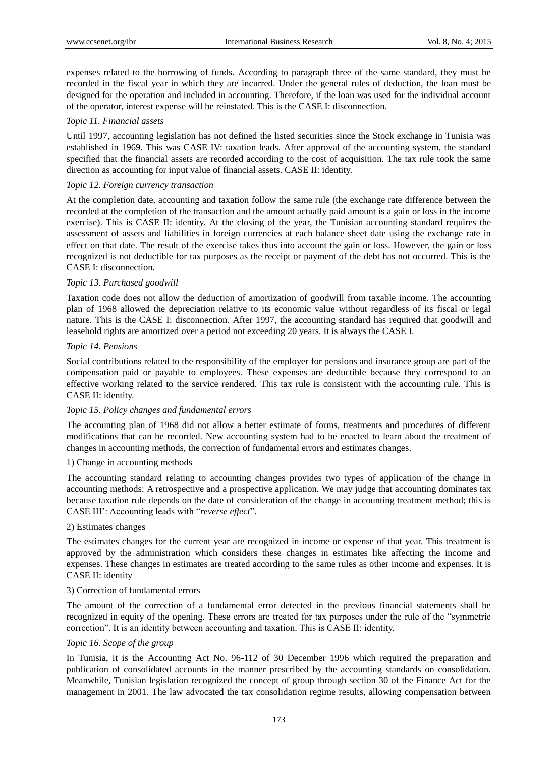expenses related to the borrowing of funds. According to paragraph three of the same standard, they must be recorded in the fiscal year in which they are incurred. Under the general rules of deduction, the loan must be designed for the operation and included in accounting. Therefore, if the loan was used for the individual account of the operator, interest expense will be reinstated. This is the CASE I: disconnection.

*Topic 11. Financial assets*

Until 1997, accounting legislation has not defined the listed securities since the Stock exchange in Tunisia was established in 1969. This was CASE IV: taxation leads. After approval of the accounting system, the standard specified that the financial assets are recorded according to the cost of acquisition. The tax rule took the same direction as accounting for input value of financial assets. CASE II: identity.

*Topic 12. Foreign currency transaction*

At the completion date, accounting and taxation follow the same rule (the exchange rate difference between the recorded at the completion of the transaction and the amount actually paid amount is a gain or loss in the income exercise). This is CASE II: identity. At the closing of the year, the Tunisian accounting standard requires the assessment of assets and liabilities in foreign currencies at each balance sheet date using the exchange rate in effect on that date. The result of the exercise takes thus into account the gain or loss. However, the gain or loss recognized is not deductible for tax purposes as the receipt or payment of the debt has not occurred. This is the CASE I: disconnection.

*Topic 13. Purchased goodwill*

Taxation code does not allow the deduction of amortization of goodwill from taxable income. The accounting plan of 1968 allowed the depreciation relative to its economic value without regardless of its fiscal or legal nature. This is the CASE I: disconnection. After 1997, the accounting standard has required that goodwill and leasehold rights are amortized over a period not exceeding 20 years. It is always the CASE I.

*Topic 14. Pensions*

Social contributions related to the responsibility of the employer for pensions and insurance group are part of the compensation paid or payable to employees. These expenses are deductible because they correspond to an effective working related to the service rendered. This tax rule is consistent with the accounting rule. This is CASE II: identity.

*Topic 15. Policy changes and fundamental errors*

The accounting plan of 1968 did not allow a better estimate of forms, treatments and procedures of different modifications that can be recorded. New accounting system had to be enacted to learn about the treatment of changes in accounting methods, the correction of fundamental errors and estimates changes.

1) Change in accounting methods

The accounting standard relating to accounting changes provides two types of application of the change in accounting methods: A retrospective and a prospective application. We may judge that accounting dominates tax because taxation rule depends on the date of consideration of the change in accounting treatment method; this is CASE III': Accounting leads with "*reverse effect*".

2) Estimates changes

The estimates changes for the current year are recognized in income or expense of that year. This treatment is approved by the administration which considers these changes in estimates like affecting the income and expenses. These changes in estimates are treated according to the same rules as other income and expenses. It is CASE II: identity

3) Correction of fundamental errors

The amount of the correction of a fundamental error detected in the previous financial statements shall be recognized in equity of the opening. These errors are treated for tax purposes under the rule of the "symmetric correction". It is an identity between accounting and taxation. This is CASE II: identity.

*Topic 16. Scope of the group*

In Tunisia, it is the Accounting Act No. 96-112 of 30 December 1996 which required the preparation and publication of consolidated accounts in the manner prescribed by the accounting standards on consolidation. Meanwhile, Tunisian legislation recognized the concept of group through section 30 of the Finance Act for the management in 2001. The law advocated the tax consolidation regime results, allowing compensation between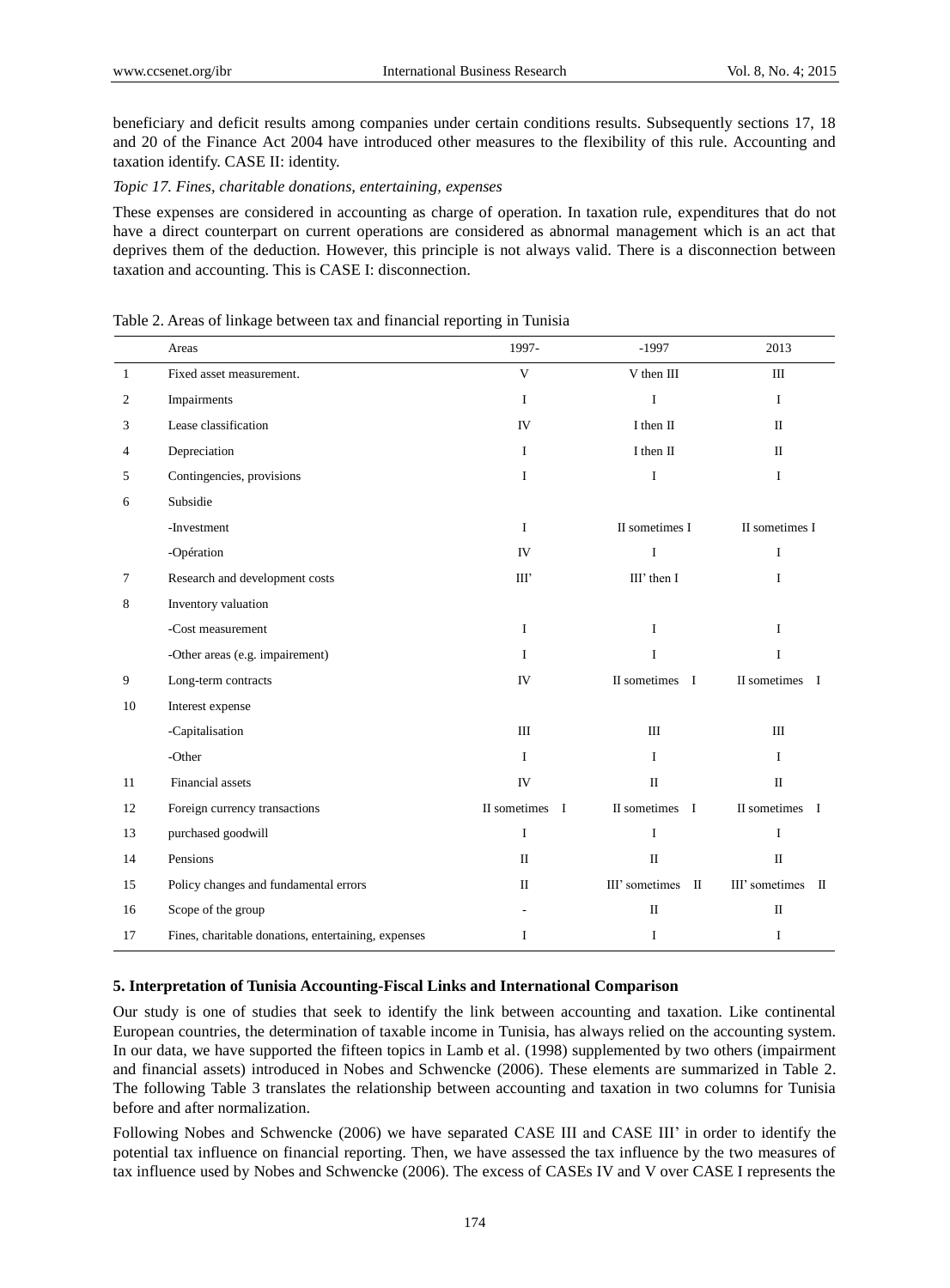beneficiary and deficit results among companies under certain conditions results. Subsequently sections 17, 18 and 20 of the Finance Act 2004 have introduced other measures to the flexibility of this rule. Accounting and taxation identify. CASE II: identity.

*Topic 17. Fines, charitable donations, entertaining, expenses*

These expenses are considered in accounting as charge of operation. In taxation rule, expenditures that do not have a direct counterpart on current operations are considered as abnormal management which is an act that deprives them of the deduction. However, this principle is not always valid. There is a disconnection between taxation and accounting. This is CASE I: disconnection.

Table 2. Areas of linkage between tax and financial reporting in Tunisia

| | Areas | 1997- | -1997 | 2013 |
|---|---|---|---|---|
| 1 | Fixed asset measurement. | V | V then III | III |
| 2 | Impairments | I | I | I |
| 3 | Lease classification | IV | I then II | II |
| 4 | Depreciation | I | I then II | II |
| 5 | Contingencies, provisions | I | I | I |
| 6 | Subsidie | | | |
| | -Investment | I | II sometimes I | II sometimes I |
| | -Opération | IV | I | I |
| 7 | Research and development costs | III' | III' then I | I |
| 8 | Inventory valuation | | | |
| | -Cost measurement | I | I | I |
| | -Other areas (e.g. impairement) | I | I | I |
| 9 | Long-term contracts | IV | II sometimes I | II sometimes I |
| 10 | Interest expense | | | |
| | -Capitalisation | III | III | III |
| | -Other | I | I | I |
| 11 | Financial assets | IV | II | II |
| 12 | Foreign currency transactions | II sometimes I | II sometimes I | II sometimes I |
| 13 | purchased goodwill | I | I | I |
| 14 | Pensions | II | II | II |
| 15 | Policy changes and fundamental errors | II | III' sometimes II | III' sometimes II |
| 16 | Scope of the group | - | II | II |
| 17 | Fines, charitable donations, entertaining, expenses | I | I | I |

## 5. Interpretation of Tunisia Accounting-Fiscal Links and International Comparison

Our study is one of studies that seek to identify the link between accounting and taxation. Like continental European countries, the determination of taxable income in Tunisia, has always relied on the accounting system. In our data, we have supported the fifteen topics in Lamb et al. (1998) supplemented by two others (impairment and financial assets) introduced in Nobes and Schwencke (2006). These elements are summarized in Table 2. The following Table 3 translates the relationship between accounting and taxation in two columns for Tunisia before and after normalization.

Following Nobes and Schwencke (2006) we have separated CASE III and CASE III' in order to identify the potential tax influence on financial reporting. Then, we have assessed the tax influence by the two measures of tax influence used by Nobes and Schwencke (2006). The excess of CASEs IV and V over CASE I represents the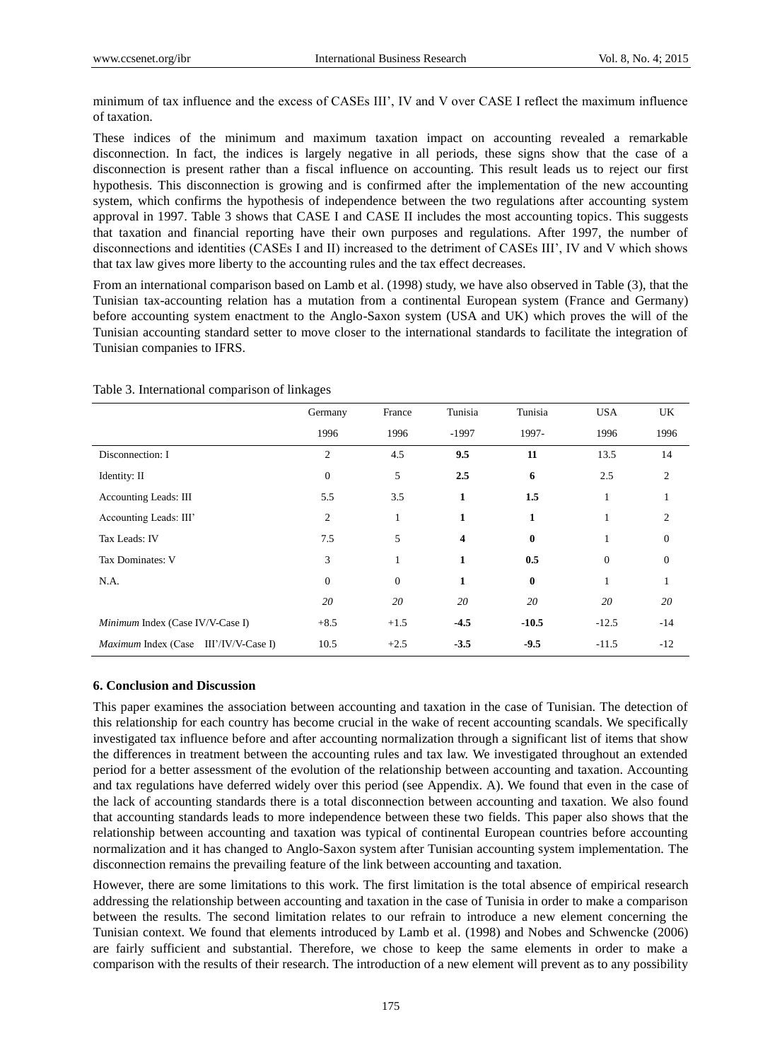minimum of tax influence and the excess of CASEs III', IV and V over CASE I reflect the maximum influence of taxation.

These indices of the minimum and maximum taxation impact on accounting revealed a remarkable disconnection. In fact, the indices is largely negative in all periods, these signs show that the case of a disconnection is present rather than a fiscal influence on accounting. This result leads us to reject our first hypothesis. This disconnection is growing and is confirmed after the implementation of the new accounting system, which confirms the hypothesis of independence between the two regulations after accounting system approval in 1997. Table 3 shows that CASE I and CASE II includes the most accounting topics. This suggests that taxation and financial reporting have their own purposes and regulations. After 1997, the number of disconnections and identities (CASEs I and II) increased to the detriment of CASEs III', IV and V which shows that tax law gives more liberty to the accounting rules and the tax effect decreases.

From an international comparison based on Lamb et al. (1998) study, we have also observed in Table (3), that the Tunisian tax-accounting relation has a mutation from a continental European system (France and Germany) before accounting system enactment to the Anglo-Saxon system (USA and UK) which proves the will of the Tunisian accounting standard setter to move closer to the international standards to facilitate the integration of Tunisian companies to IFRS.

Table 3. International comparison of linkages

| | Germany 1996 | France 1996 | Tunisia -1997 | Tunisia 1997- | USA 1996 | UK 1996 |
|---|---|---|---|---|---|---|
| Disconnection: I | 2 | 4.5 | **9.5** | **11** | 13.5 | 14 |
| Identity: II | 0 | 5 | **2.5** | **6** | 2.5 | 2 |
| Accounting Leads: III | 5.5 | 3.5 | **1** | **1.5** | 1 | 1 |
| Accounting Leads: III' | 2 | 1 | **1** | **1** | 1 | 2 |
| Tax Leads: IV | 7.5 | 5 | **4** | **0** | 1 | 0 |
| Tax Dominates: V | 3 | 1 | **1** | **0.5** | 0 | 0 |
| N.A. | 0 | 0 | **1** | **0** | 1 | 1 |
| | *20* | *20* | *20* | *20* | *20* | *20* |
| *Minimum* Index (Case IV/V-Case I) | +8.5 | +1.5 | **-4.5** | **-10.5** | -12.5 | -14 |
| *Maximum* Index (Case III'/IV/V-Case I) | 10.5 | +2.5 | **-3.5** | **-9.5** | -11.5 | -12 |

### 6. Conclusion and Discussion

This paper examines the association between accounting and taxation in the case of Tunisian. The detection of this relationship for each country has become crucial in the wake of recent accounting scandals. We specifically investigated tax influence before and after accounting normalization through a significant list of items that show the differences in treatment between the accounting rules and tax law. We investigated throughout an extended period for a better assessment of the evolution of the relationship between accounting and taxation. Accounting and tax regulations have deferred widely over this period (see Appendix. A). We found that even in the case of the lack of accounting standards there is a total disconnection between accounting and taxation. We also found that accounting standards leads to more independence between these two fields. This paper also shows that the relationship between accounting and taxation was typical of continental European countries before accounting normalization and it has changed to Anglo-Saxon system after Tunisian accounting system implementation. The disconnection remains the prevailing feature of the link between accounting and taxation.

However, there are some limitations to this work. The first limitation is the total absence of empirical research addressing the relationship between accounting and taxation in the case of Tunisia in order to make a comparison between the results. The second limitation relates to our refrain to introduce a new element concerning the Tunisian context. We found that elements introduced by Lamb et al. (1998) and Nobes and Schwencke (2006) are fairly sufficient and substantial. Therefore, we chose to keep the same elements in order to make a comparison with the results of their research. The introduction of a new element will prevent as to any possibility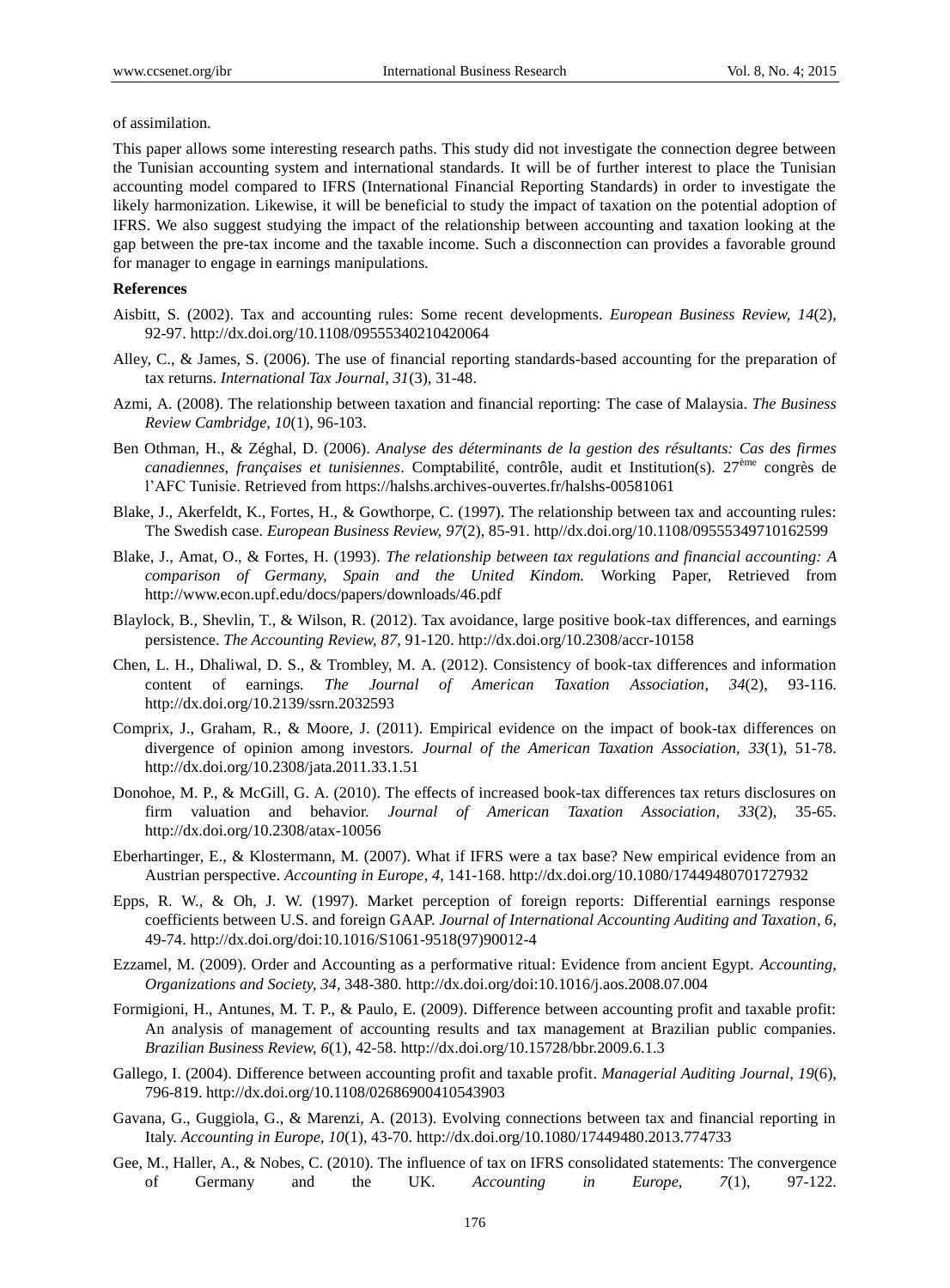of assimilation.

This paper allows some interesting research paths. This study did not investigate the connection degree between the Tunisian accounting system and international standards. It will be of further interest to place the Tunisian accounting model compared to IFRS (International Financial Reporting Standards) in order to investigate the likely harmonization. Likewise, it will be beneficial to study the impact of taxation on the potential adoption of IFRS. We also suggest studying the impact of the relationship between accounting and taxation looking at the gap between the pre-tax income and the taxable income. Such a disconnection can provides a favorable ground for manager to engage in earnings manipulations.

**References**

Aisbitt, S. (2002). Tax and accounting rules: Some recent developments. *European Business Review, 14*(2), 92-97. http://dx.doi.org/10.1108/09555340210420064

Alley, C., & James, S. (2006). The use of financial reporting standards-based accounting for the preparation of tax returns. *International Tax Journal, 31*(3), 31-48.

Azmi, A. (2008). The relationship between taxation and financial reporting: The case of Malaysia. *The Business Review Cambridge, 10*(1), 96-103.

Ben Othman, H., & Zéghal, D. (2006). *Analyse des déterminants de la gestion des résultants: Cas des firmes canadiennes, françaises et tunisiennes*. Comptabilité, contrôle, audit et Institution(s). 27ème congrès de l'AFC Tunisie. Retrieved from https://halshs.archives-ouvertes.fr/halshs-00581061

Blake, J., Akerfeldt, K., Fortes, H., & Gowthorpe, C. (1997). The relationship between tax and accounting rules: The Swedish case. *European Business Review, 97*(2), 85-91. http//dx.doi.org/10.1108/09555349710162599

Blake, J., Amat, O., & Fortes, H. (1993). *The relationship between tax regulations and financial accounting: A comparison of Germany, Spain and the United Kindom.* Working Paper, Retrieved from http://www.econ.upf.edu/docs/papers/downloads/46.pdf

Blaylock, B., Shevlin, T., & Wilson, R. (2012). Tax avoidance, large positive book-tax differences, and earnings persistence. *The Accounting Review, 87*, 91-120. http://dx.doi.org/10.2308/accr-10158

Chen, L. H., Dhaliwal, D. S., & Trombley, M. A. (2012). Consistency of book-tax differences and information content of earnings. *The Journal of American Taxation Association, 34*(2), 93-116. http://dx.doi.org/10.2139/ssrn.2032593

Comprix, J., Graham, R., & Moore, J. (2011). Empirical evidence on the impact of book-tax differences on divergence of opinion among investors. *Journal of the American Taxation Association, 33*(1), 51-78. http://dx.doi.org/10.2308/jata.2011.33.1.51

Donohoe, M. P., & McGill, G. A. (2010). The effects of increased book-tax differences tax returs disclosures on firm valuation and behavior. *Journal of American Taxation Association, 33*(2), 35-65. http://dx.doi.org/10.2308/atax-10056

Eberhartinger, E., & Klostermann, M. (2007). What if IFRS were a tax base? New empirical evidence from an Austrian perspective. *Accounting in Europe, 4*, 141-168. http://dx.doi.org/10.1080/17449480701727932

Epps, R. W., & Oh, J. W. (1997). Market perception of foreign reports: Differential earnings response coefficients between U.S. and foreign GAAP. *Journal of International Accounting Auditing and Taxation, 6*, 49-74. http://dx.doi.org/doi:10.1016/S1061-9518(97)90012-4

Ezzamel, M. (2009). Order and Accounting as a performative ritual: Evidence from ancient Egypt. *Accounting, Organizations and Society, 34*, 348-380. http://dx.doi.org/doi:10.1016/j.aos.2008.07.004

Formigioni, H., Antunes, M. T. P., & Paulo, E. (2009). Difference between accounting profit and taxable profit: An analysis of management of accounting results and tax management at Brazilian public companies. *Brazilian Business Review, 6*(1), 42-58. http://dx.doi.org/10.15728/bbr.2009.6.1.3

Gallego, I. (2004). Difference between accounting profit and taxable profit. *Managerial Auditing Journal, 19*(6), 796-819. http://dx.doi.org/10.1108/02686900410543903

Gavana, G., Guggiola, G., & Marenzi, A. (2013). Evolving connections between tax and financial reporting in Italy. *Accounting in Europe, 10*(1), 43-70. http://dx.doi.org/10.1080/17449480.2013.774733

Gee, M., Haller, A., & Nobes, C. (2010). The influence of tax on IFRS consolidated statements: The convergence of Germany and the UK. *Accounting in Europe, 7*(1), 97-122.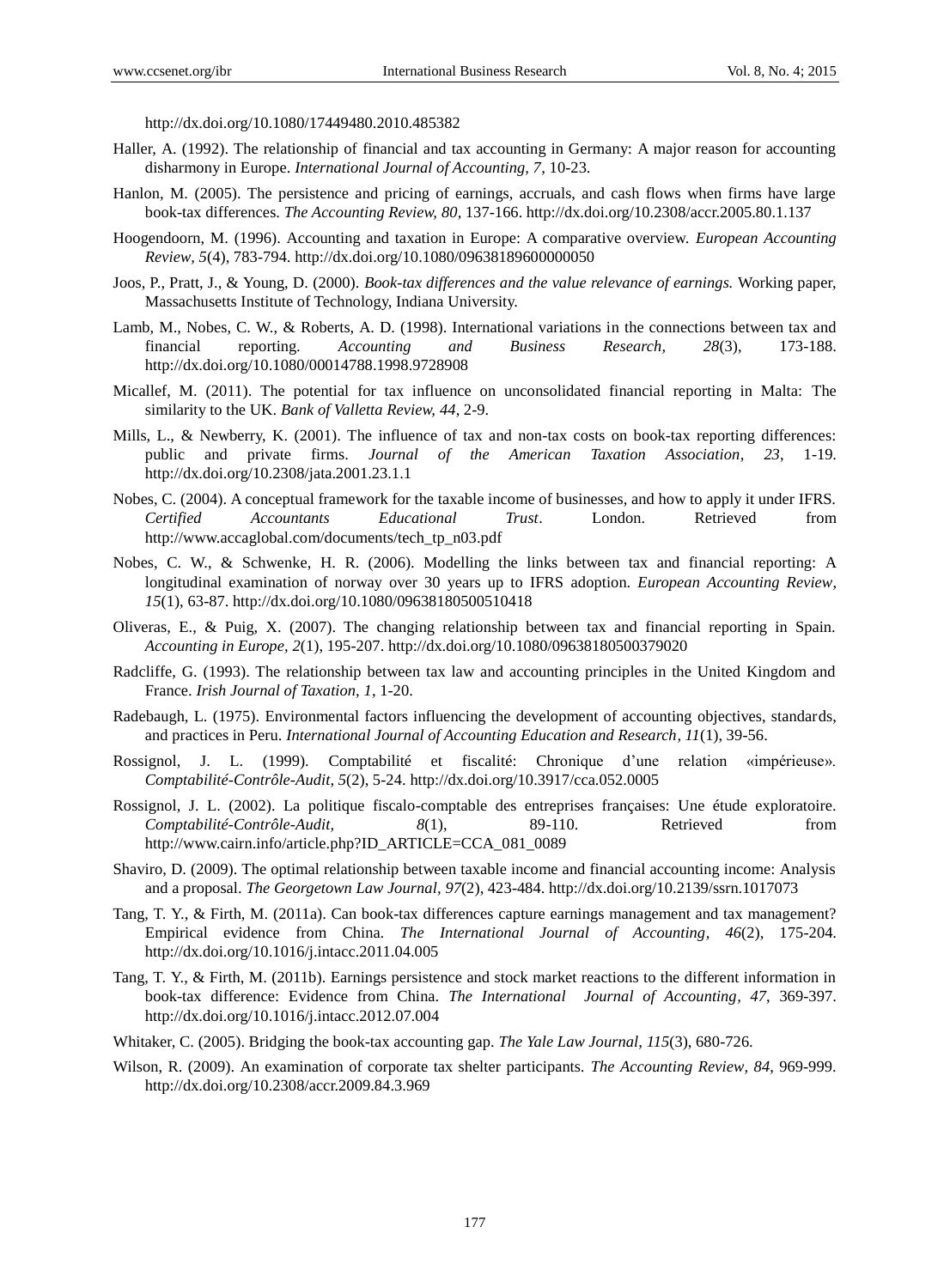http://dx.doi.org/10.1080/17449480.2010.485382

Haller, A. (1992). The relationship of financial and tax accounting in Germany: A major reason for accounting disharmony in Europe. *International Journal of Accounting, 7*, 10-23.

Hanlon, M. (2005). The persistence and pricing of earnings, accruals, and cash flows when firms have large book-tax differences. *The Accounting Review, 80*, 137-166. http://dx.doi.org/10.2308/accr.2005.80.1.137

Hoogendoorn, M. (1996). Accounting and taxation in Europe: A comparative overview. *European Accounting Review, 5*(4), 783-794. http://dx.doi.org/10.1080/09638189600000050

Joos, P., Pratt, J., & Young, D. (2000). *Book-tax differences and the value relevance of earnings.* Working paper, Massachusetts Institute of Technology, Indiana University.

Lamb, M., Nobes, C. W., & Roberts, A. D. (1998). International variations in the connections between tax and financial reporting. *Accounting and Business Research, 28*(3), 173-188. http://dx.doi.org/10.1080/00014788.1998.9728908

Micallef, M. (2011). The potential for tax influence on unconsolidated financial reporting in Malta: The similarity to the UK. *Bank of Valletta Review, 44*, 2-9.

Mills, L., & Newberry, K. (2001). The influence of tax and non-tax costs on book-tax reporting differences: public and private firms. *Journal of the American Taxation Association, 23*, 1-19. http://dx.doi.org/10.2308/jata.2001.23.1.1

Nobes, C. (2004). A conceptual framework for the taxable income of businesses, and how to apply it under IFRS. *Certified Accountants Educational Trust*. London. Retrieved from http://www.accaglobal.com/documents/tech_tp_n03.pdf

Nobes, C. W., & Schwenke, H. R. (2006). Modelling the links between tax and financial reporting: A longitudinal examination of norway over 30 years up to IFRS adoption. *European Accounting Review, 15*(1), 63-87. http://dx.doi.org/10.1080/09638180500510418

Oliveras, E., & Puig, X. (2007). The changing relationship between tax and financial reporting in Spain. *Accounting in Europe, 2*(1), 195-207. http://dx.doi.org/10.1080/09638180500379020

Radcliffe, G. (1993). The relationship between tax law and accounting principles in the United Kingdom and France. *Irish Journal of Taxation, 1*, 1-20.

Radebaugh, L. (1975). Environmental factors influencing the development of accounting objectives, standards, and practices in Peru. *International Journal of Accounting Education and Research, 11*(1), 39-56.

Rossignol, J. L. (1999). Comptabilité et fiscalité: Chronique d'une relation «impérieuse». *Comptabilité-Contrôle-Audit, 5*(2), 5-24. http://dx.doi.org/10.3917/cca.052.0005

Rossignol, J. L. (2002). La politique fiscalo-comptable des entreprises françaises: Une étude exploratoire. *Comptabilité-Contrôle-Audit, 8*(1), 89-110. Retrieved from http://www.cairn.info/article.php?ID_ARTICLE=CCA_081_0089

Shaviro, D. (2009). The optimal relationship between taxable income and financial accounting income: Analysis and a proposal. *The Georgetown Law Journal, 97*(2), 423-484. http://dx.doi.org/10.2139/ssrn.1017073

Tang, T. Y., & Firth, M. (2011a). Can book-tax differences capture earnings management and tax management? Empirical evidence from China. *The International Journal of Accounting, 46*(2), 175-204. http://dx.doi.org/10.1016/j.intacc.2011.04.005

Tang, T. Y., & Firth, M. (2011b). Earnings persistence and stock market reactions to the different information in book-tax difference: Evidence from China. *The International Journal of Accounting, 47*, 369-397. http://dx.doi.org/10.1016/j.intacc.2012.07.004

Whitaker, C. (2005). Bridging the book-tax accounting gap. *The Yale Law Journal, 115*(3), 680-726.

Wilson, R. (2009). An examination of corporate tax shelter participants. *The Accounting Review, 84*, 969-999. http://dx.doi.org/10.2308/accr.2009.84.3.969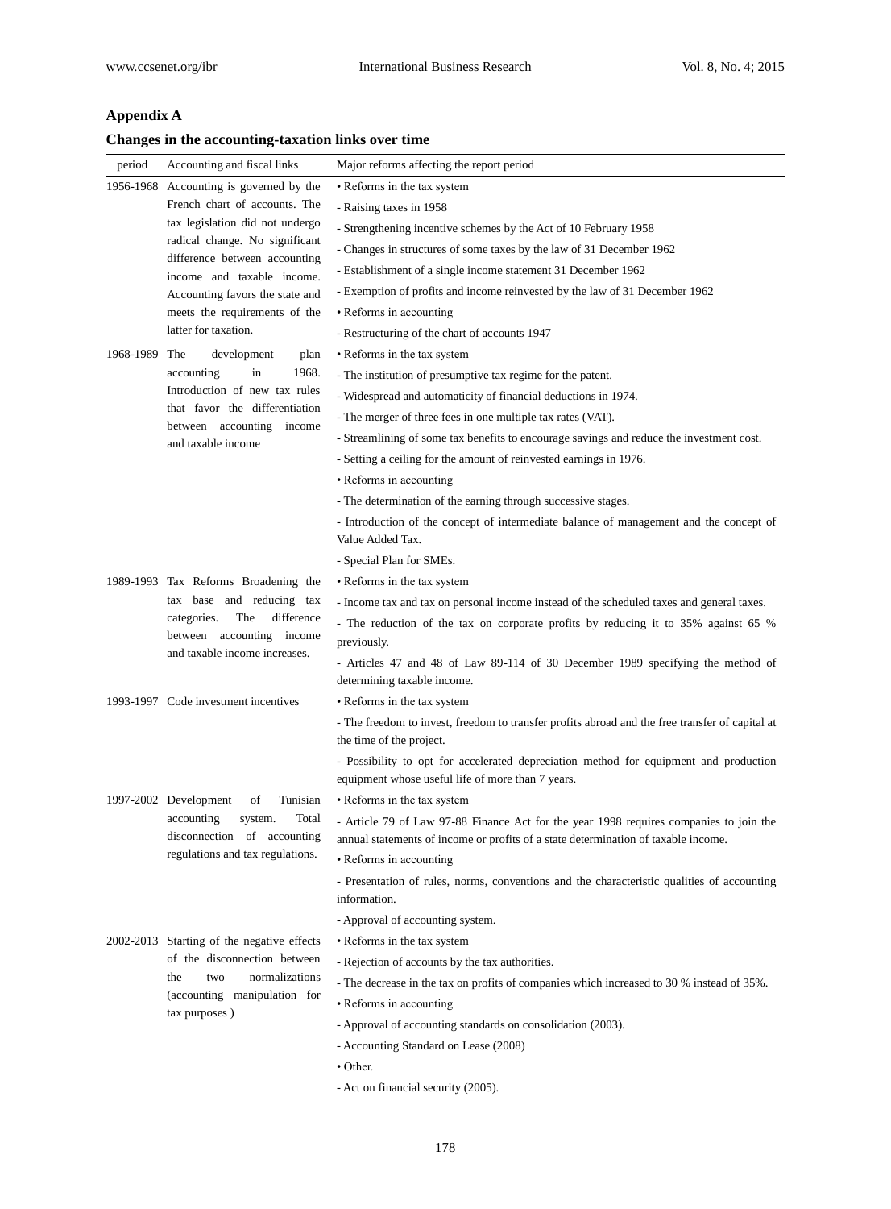## Appendix A

### Changes in the accounting-taxation links over time

| period | Accounting and fiscal links | Major reforms affecting the report period |
|---|---|---|
| 1956-1968 | Accounting is governed by the French chart of accounts. The tax legislation did not undergo radical change. No significant difference between accounting income and taxable income. Accounting favors the state and meets the requirements of the latter for taxation. | • Reforms in the tax system<br>- Raising taxes in 1958<br>- Strengthening incentive schemes by the Act of 10 February 1958<br>- Changes in structures of some taxes by the law of 31 December 1962<br>- Establishment of a single income statement 31 December 1962<br>- Exemption of profits and income reinvested by the law of 31 December 1962<br>• Reforms in accounting<br>- Restructuring of the chart of accounts 1947 |
| 1968-1989 | The development plan accounting in 1968. Introduction of new tax rules that favor the differentiation between accounting income and taxable income | • Reforms in the tax system<br>- The institution of presumptive tax regime for the patent.<br>- Widespread and automaticity of financial deductions in 1974.<br>- The merger of three fees in one multiple tax rates (VAT).<br>- Streamlining of some tax benefits to encourage savings and reduce the investment cost.<br>- Setting a ceiling for the amount of reinvested earnings in 1976.<br>• Reforms in accounting<br>- The determination of the earning through successive stages.<br>- Introduction of the concept of intermediate balance of management and the concept of Value Added Tax.<br>- Special Plan for SMEs. |
| 1989-1993 | Tax Reforms Broadening the tax base and reducing tax categories. The difference between accounting income and taxable income increases. | • Reforms in the tax system<br>- Income tax and tax on personal income instead of the scheduled taxes and general taxes.<br>- The reduction of the tax on corporate profits by reducing it to 35% against 65 % previously.<br>- Articles 47 and 48 of Law 89-114 of 30 December 1989 specifying the method of determining taxable income. |
| 1993-1997 | Code investment incentives | • Reforms in the tax system<br>- The freedom to invest, freedom to transfer profits abroad and the free transfer of capital at the time of the project.<br>- Possibility to opt for accelerated depreciation method for equipment and production equipment whose useful life of more than 7 years. |
| 1997-2002 | Development of Tunisian accounting system. Total disconnection of accounting regulations and tax regulations. | • Reforms in the tax system<br>- Article 79 of Law 97-88 Finance Act for the year 1998 requires companies to join the annual statements of income or profits of a state determination of taxable income.<br>• Reforms in accounting<br>- Presentation of rules, norms, conventions and the characteristic qualities of accounting information.<br>- Approval of accounting system. |
| 2002-2013 | Starting of the negative effects of the disconnection between the two normalizations (accounting manipulation for tax purposes ) | • Reforms in the tax system<br>- Rejection of accounts by the tax authorities.<br>- The decrease in the tax on profits of companies which increased to 30 % instead of 35%.<br>• Reforms in accounting<br>- Approval of accounting standards on consolidation (2003).<br>- Accounting Standard on Lease (2008)<br>• Other.<br>- Act on financial security (2005). |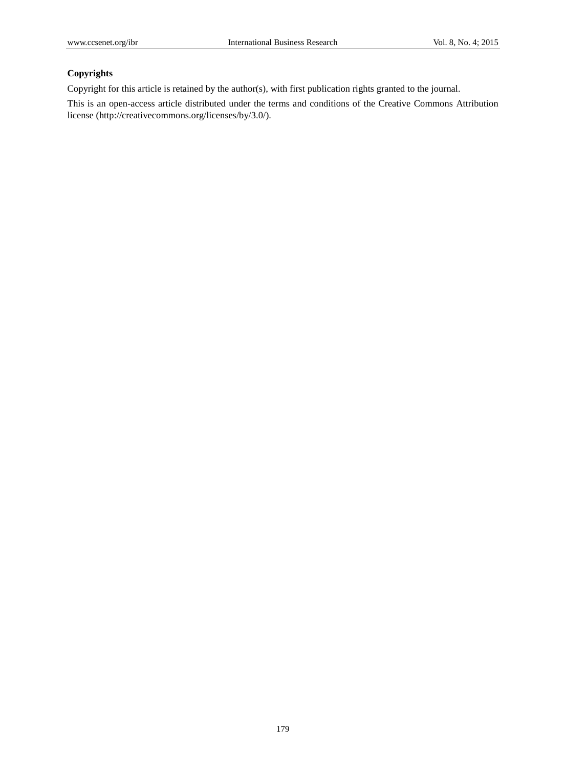**Copyrights**

Copyright for this article is retained by the author(s), with first publication rights granted to the journal.

This is an open-access article distributed under the terms and conditions of the Creative Commons Attribution license (http://creativecommons.org/licenses/by/3.0/).